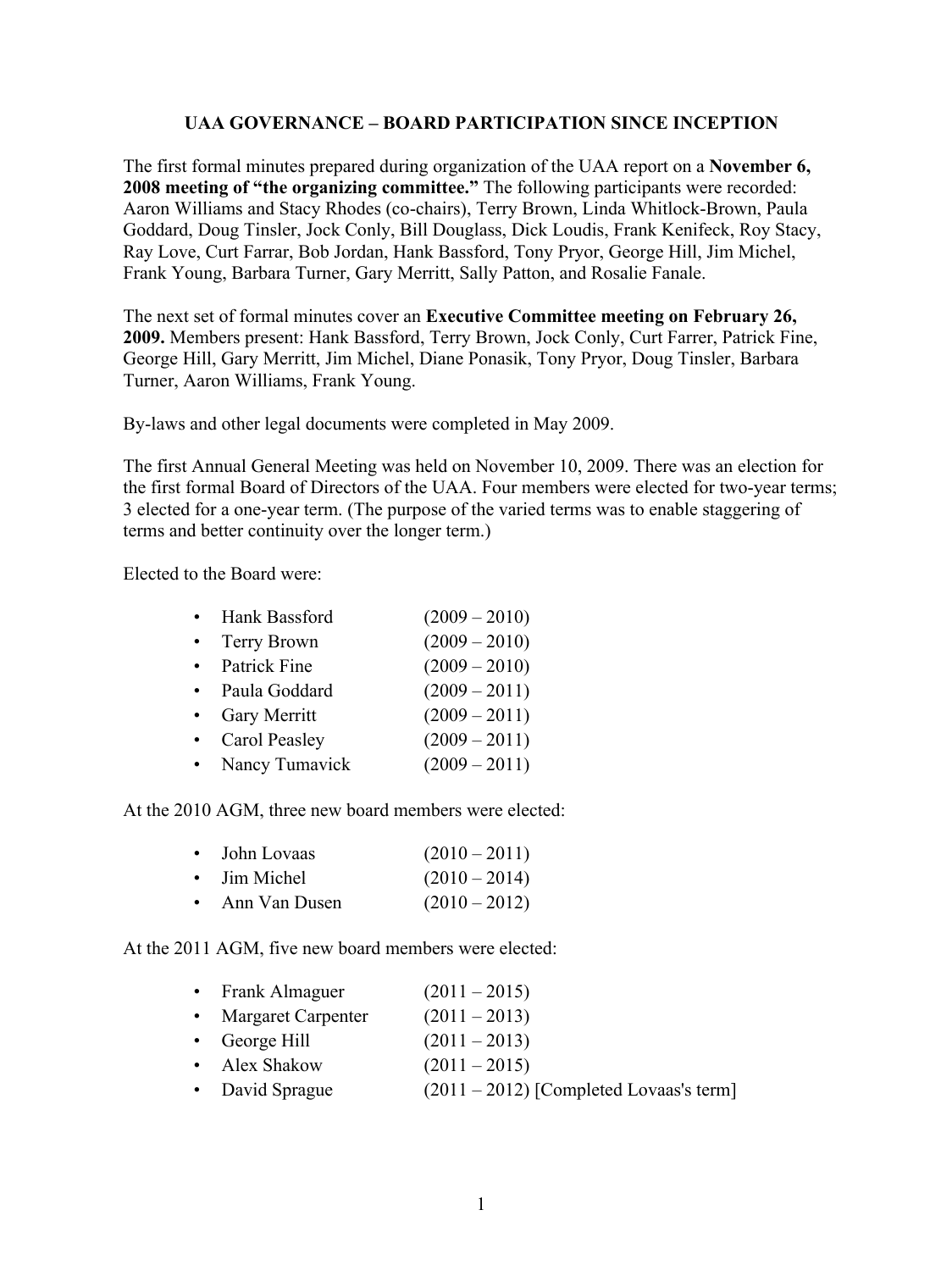# UAA GOVERNANCE – BOARD PARTICIPATION SINCE INCEPTION

The first formal minutes prepared during organization of the UAA report on a **November 6, 2008 meeting of "the organizing committee."** The following participants were recorded: Aaron Williams and Stacy Rhodes (co-chairs), Terry Brown, Linda Whitlock-Brown, Paula Goddard, Doug Tinsler, Jock Conly, Bill Douglass, Dick Loudis, Frank Kenifeck, Roy Stacy, Ray Love, Curt Farrar, Bob Jordan, Hank Bassford, Tony Pryor, George Hill, Jim Michel, Frank Young, Barbara Turner, Gary Merritt, Sally Patton, and Rosalie Fanale.

The next set of formal minutes cover an **Executive Committee meeting on February 26, 2009.** Members present: Hank Bassford, Terry Brown, Jock Conly, Curt Farrer, Patrick Fine, George Hill, Gary Merritt, Jim Michel, Diane Ponasik, Tony Pryor, Doug Tinsler, Barbara Turner, Aaron Williams, Frank Young.

By-laws and other legal documents were completed in May 2009.

The first Annual General Meeting was held on November 10, 2009. There was an election for the first formal Board of Directors of the UAA. Four members were elected for two-year terms; 3 elected for a one-year term. (The purpose of the varied terms was to enable staggering of terms and better continuity over the longer term.)

Elected to the Board were:

- Hank Bassford (2009 – 2010)
- Terry Brown (2009 – 2010)
- Patrick Fine (2009 – 2010)
- Paula Goddard (2009 – 2011)
- Gary Merritt (2009 – 2011)
- Carol Peasley (2009 – 2011)
- Nancy Tumavick (2009 – 2011)

At the 2010 AGM, three new board members were elected:

- John Lovaas (2010 – 2011)
- Jim Michel (2010 – 2014)
- Ann Van Dusen (2010 – 2012)

At the 2011 AGM, five new board members were elected:

- Frank Almaguer (2011 – 2015)
- Margaret Carpenter (2011 – 2013)
- George Hill (2011 – 2013)
- Alex Shakow (2011 – 2015)
- David Sprague (2011 – 2012) [Completed Lovaas's term]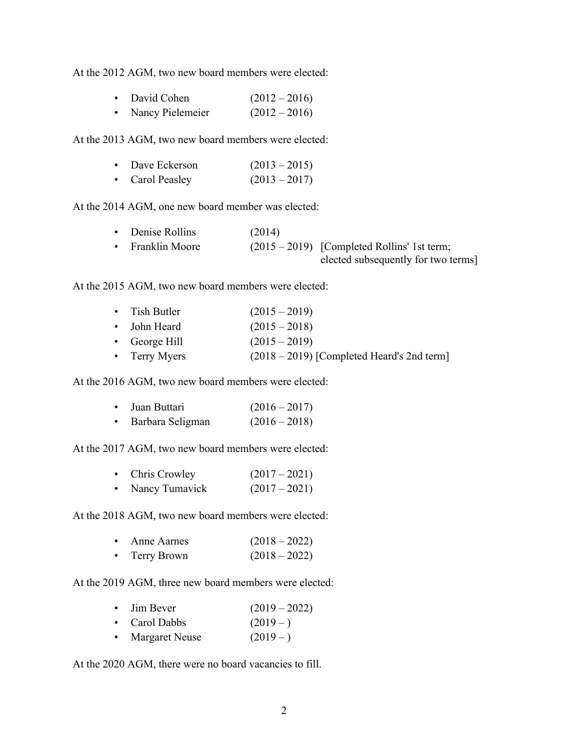At the 2012 AGM, two new board members were elected:

- David Cohen (2012 – 2016)
- Nancy Pielemeier (2012 – 2016)

At the 2013 AGM, two new board members were elected:

- Dave Eckerson (2013 – 2015)
- Carol Peasley (2013 – 2017)

At the 2014 AGM, one new board member was elected:

- Denise Rollins (2014)
- Franklin Moore (2015 – 2019) [Completed Rollins' 1st term; elected subsequently for two terms]

At the 2015 AGM, two new board members were elected:

- Tish Butler (2015 – 2019)
- John Heard (2015 – 2018)
- George Hill (2015 – 2019)
- Terry Myers (2018 – 2019) [Completed Heard's 2nd term]

At the 2016 AGM, two new board members were elected:

- Juan Buttari (2016 – 2017)
- Barbara Seligman (2016 – 2018)

At the 2017 AGM, two new board members were elected:

- Chris Crowley (2017 – 2021)
- Nancy Tumavick (2017 – 2021)

At the 2018 AGM, two new board members were elected:

- Anne Aarnes (2018 – 2022)
- Terry Brown (2018 – 2022)

At the 2019 AGM, three new board members were elected:

- Jim Bever (2019 – 2022)
- Carol Dabbs (2019 – )
- Margaret Neuse (2019 – )

At the 2020 AGM, there were no board vacancies to fill.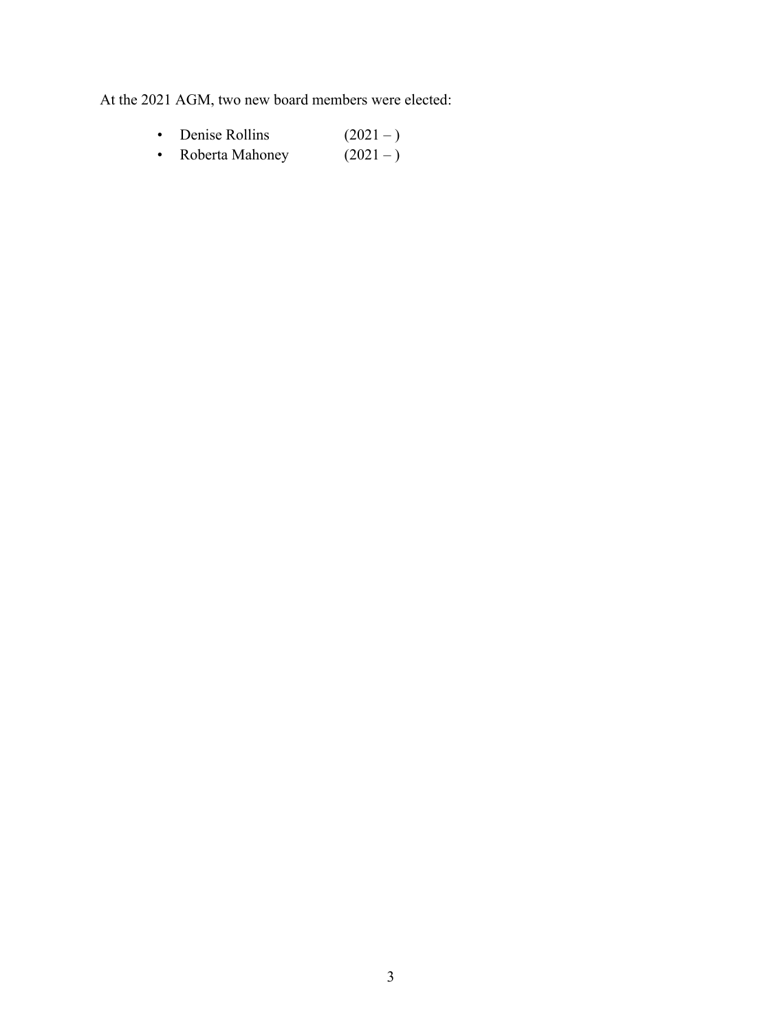At the 2021 AGM, two new board members were elected:

- Denise Rollins (2021 – )
- Roberta Mahoney (2021 – )